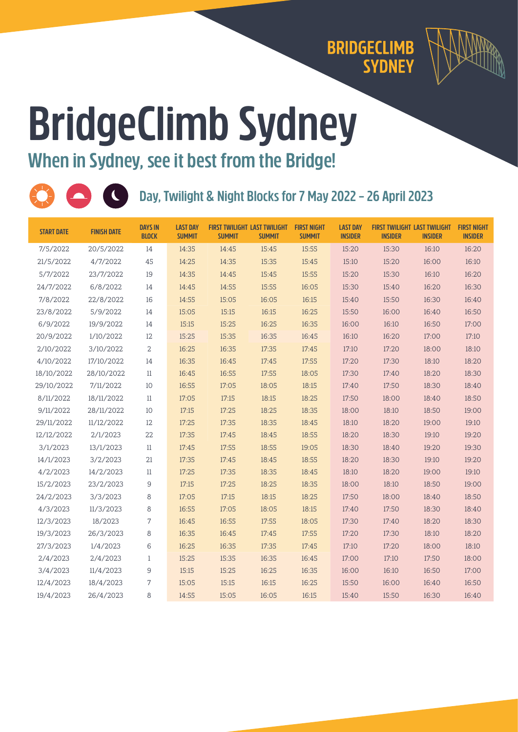BRIDGECLIMB SYDNEY

# BridgeClimb Sydney

## When in Sydney, see it best from the Bridge!

### Day, Twilight & Night Blocks for 7 May 2022 – 26 April 2023

| START DATE | FINISH DATE | DAYS IN BLOCK | LAST DAY SUMMIT | FIRST TWILIGHT SUMMIT | LAST TWILIGHT SUMMIT | FIRST NIGHT SUMMIT | LAST DAY INSIDER | FIRST TWILIGHT INSIDER | LAST TWILIGHT INSIDER | FIRST NIGHT INSIDER |
|---|---|---|---|---|---|---|---|---|---|---|
| 7/5/2022 | 20/5/2022 | 14 | 14:35 | 14:45 | 15:45 | 15:55 | 15:20 | 15:30 | 16:10 | 16:20 |
| 21/5/2022 | 4/7/2022 | 45 | 14:25 | 14:35 | 15:35 | 15:45 | 15:10 | 15:20 | 16:00 | 16:10 |
| 5/7/2022 | 23/7/2022 | 19 | 14:35 | 14:45 | 15:45 | 15:55 | 15:20 | 15:30 | 16:10 | 16:20 |
| 24/7/2022 | 6/8/2022 | 14 | 14:45 | 14:55 | 15:55 | 16:05 | 15:30 | 15:40 | 16:20 | 16:30 |
| 7/8/2022 | 22/8/2022 | 16 | 14:55 | 15:05 | 16:05 | 16:15 | 15:40 | 15:50 | 16:30 | 16:40 |
| 23/8/2022 | 5/9/2022 | 14 | 15:05 | 15:15 | 16:15 | 16:25 | 15:50 | 16:00 | 16:40 | 16:50 |
| 6/9/2022 | 19/9/2022 | 14 | 15:15 | 15:25 | 16:25 | 16:35 | 16:00 | 16:10 | 16:50 | 17:00 |
| 20/9/2022 | 1/10/2022 | 12 | 15:25 | 15:35 | 16:35 | 16:45 | 16:10 | 16:20 | 17:00 | 17:10 |
| 2/10/2022 | 3/10/2022 | 2 | 16:25 | 16:35 | 17:35 | 17:45 | 17:10 | 17:20 | 18:00 | 18:10 |
| 4/10/2022 | 17/10/2022 | 14 | 16:35 | 16:45 | 17:45 | 17:55 | 17:20 | 17:30 | 18:10 | 18:20 |
| 18/10/2022 | 28/10/2022 | 11 | 16:45 | 16:55 | 17:55 | 18:05 | 17:30 | 17:40 | 18:20 | 18:30 |
| 29/10/2022 | 7/11/2022 | 10 | 16:55 | 17:05 | 18:05 | 18:15 | 17:40 | 17:50 | 18:30 | 18:40 |
| 8/11/2022 | 18/11/2022 | 11 | 17:05 | 17:15 | 18:15 | 18:25 | 17:50 | 18:00 | 18:40 | 18:50 |
| 9/11/2022 | 28/11/2022 | 10 | 17:15 | 17:25 | 18:25 | 18:35 | 18:00 | 18:10 | 18:50 | 19:00 |
| 29/11/2022 | 11/12/2022 | 12 | 17:25 | 17:35 | 18:35 | 18:45 | 18:10 | 18:20 | 19:00 | 19:10 |
| 12/12/2022 | 2/1/2023 | 22 | 17:35 | 17:45 | 18:45 | 18:55 | 18:20 | 18:30 | 19:10 | 19:20 |
| 3/1/2023 | 13/1/2023 | 11 | 17:45 | 17:55 | 18:55 | 19:05 | 18:30 | 18:40 | 19:20 | 19:30 |
| 14/1/2023 | 3/2/2023 | 21 | 17:35 | 17:45 | 18:45 | 18:55 | 18:20 | 18:30 | 19:10 | 19:20 |
| 4/2/2023 | 14/2/2023 | 11 | 17:25 | 17:35 | 18:35 | 18:45 | 18:10 | 18:20 | 19:00 | 19:10 |
| 15/2/2023 | 23/2/2023 | 9 | 17:15 | 17:25 | 18:25 | 18:35 | 18:00 | 18:10 | 18:50 | 19:00 |
| 24/2/2023 | 3/3/2023 | 8 | 17:05 | 17:15 | 18:15 | 18:25 | 17:50 | 18:00 | 18:40 | 18:50 |
| 4/3/2023 | 11/3/2023 | 8 | 16:55 | 17:05 | 18:05 | 18:15 | 17:40 | 17:50 | 18:30 | 18:40 |
| 12/3/2023 | 18/2023 | 7 | 16:45 | 16:55 | 17:55 | 18:05 | 17:30 | 17:40 | 18:20 | 18:30 |
| 19/3/2023 | 26/3/2023 | 8 | 16:35 | 16:45 | 17:45 | 17:55 | 17:20 | 17:30 | 18:10 | 18:20 |
| 27/3/2023 | 1/4/2023 | 6 | 16:25 | 16:35 | 17:35 | 17:45 | 17:10 | 17:20 | 18:00 | 18:10 |
| 2/4/2023 | 2/4/2023 | 1 | 15:25 | 15:35 | 16:35 | 16:45 | 17:00 | 17:10 | 17:50 | 18:00 |
| 3/4/2023 | 11/4/2023 | 9 | 15:15 | 15:25 | 16:25 | 16:35 | 16:00 | 16:10 | 16:50 | 17:00 |
| 12/4/2023 | 18/4/2023 | 7 | 15:05 | 15:15 | 16:15 | 16:25 | 15:50 | 16:00 | 16:40 | 16:50 |
| 19/4/2023 | 26/4/2023 | 8 | 14:55 | 15:05 | 16:05 | 16:15 | 15:40 | 15:50 | 16:30 | 16:40 |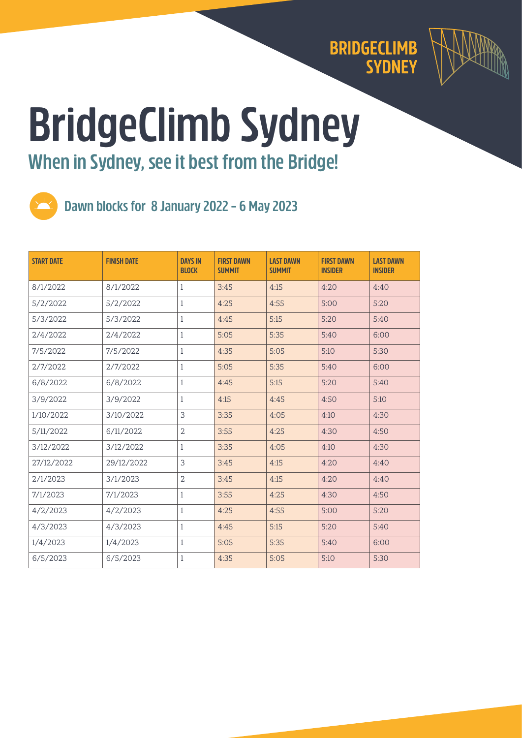BRIDGECLIMB SYDNEY

# BridgeClimb Sydney

## When in Sydney, see it best from the Bridge!

### Dawn blocks for 8 January 2022 – 6 May 2023

| START DATE | FINISH DATE | DAYS IN BLOCK | FIRST DAWN SUMMIT | LAST DAWN SUMMIT | FIRST DAWN INSIDER | LAST DAWN INSIDER |
|---|---|---|---|---|---|---|
| 8/1/2022 | 8/1/2022 | 1 | 3:45 | 4:15 | 4:20 | 4:40 |
| 5/2/2022 | 5/2/2022 | 1 | 4:25 | 4:55 | 5:00 | 5:20 |
| 5/3/2022 | 5/3/2022 | 1 | 4:45 | 5:15 | 5:20 | 5:40 |
| 2/4/2022 | 2/4/2022 | 1 | 5:05 | 5:35 | 5:40 | 6:00 |
| 7/5/2022 | 7/5/2022 | 1 | 4:35 | 5:05 | 5:10 | 5:30 |
| 2/7/2022 | 2/7/2022 | 1 | 5:05 | 5:35 | 5:40 | 6:00 |
| 6/8/2022 | 6/8/2022 | 1 | 4:45 | 5:15 | 5:20 | 5:40 |
| 3/9/2022 | 3/9/2022 | 1 | 4:15 | 4:45 | 4:50 | 5:10 |
| 1/10/2022 | 3/10/2022 | 3 | 3:35 | 4:05 | 4:10 | 4:30 |
| 5/11/2022 | 6/11/2022 | 2 | 3:55 | 4:25 | 4:30 | 4:50 |
| 3/12/2022 | 3/12/2022 | 1 | 3:35 | 4:05 | 4:10 | 4:30 |
| 27/12/2022 | 29/12/2022 | 3 | 3:45 | 4:15 | 4:20 | 4:40 |
| 2/1/2023 | 3/1/2023 | 2 | 3:45 | 4:15 | 4:20 | 4:40 |
| 7/1/2023 | 7/1/2023 | 1 | 3:55 | 4:25 | 4:30 | 4:50 |
| 4/2/2023 | 4/2/2023 | 1 | 4:25 | 4:55 | 5:00 | 5:20 |
| 4/3/2023 | 4/3/2023 | 1 | 4:45 | 5:15 | 5:20 | 5:40 |
| 1/4/2023 | 1/4/2023 | 1 | 5:05 | 5:35 | 5:40 | 6:00 |
| 6/5/2023 | 6/5/2023 | 1 | 4:35 | 5:05 | 5:10 | 5:30 |